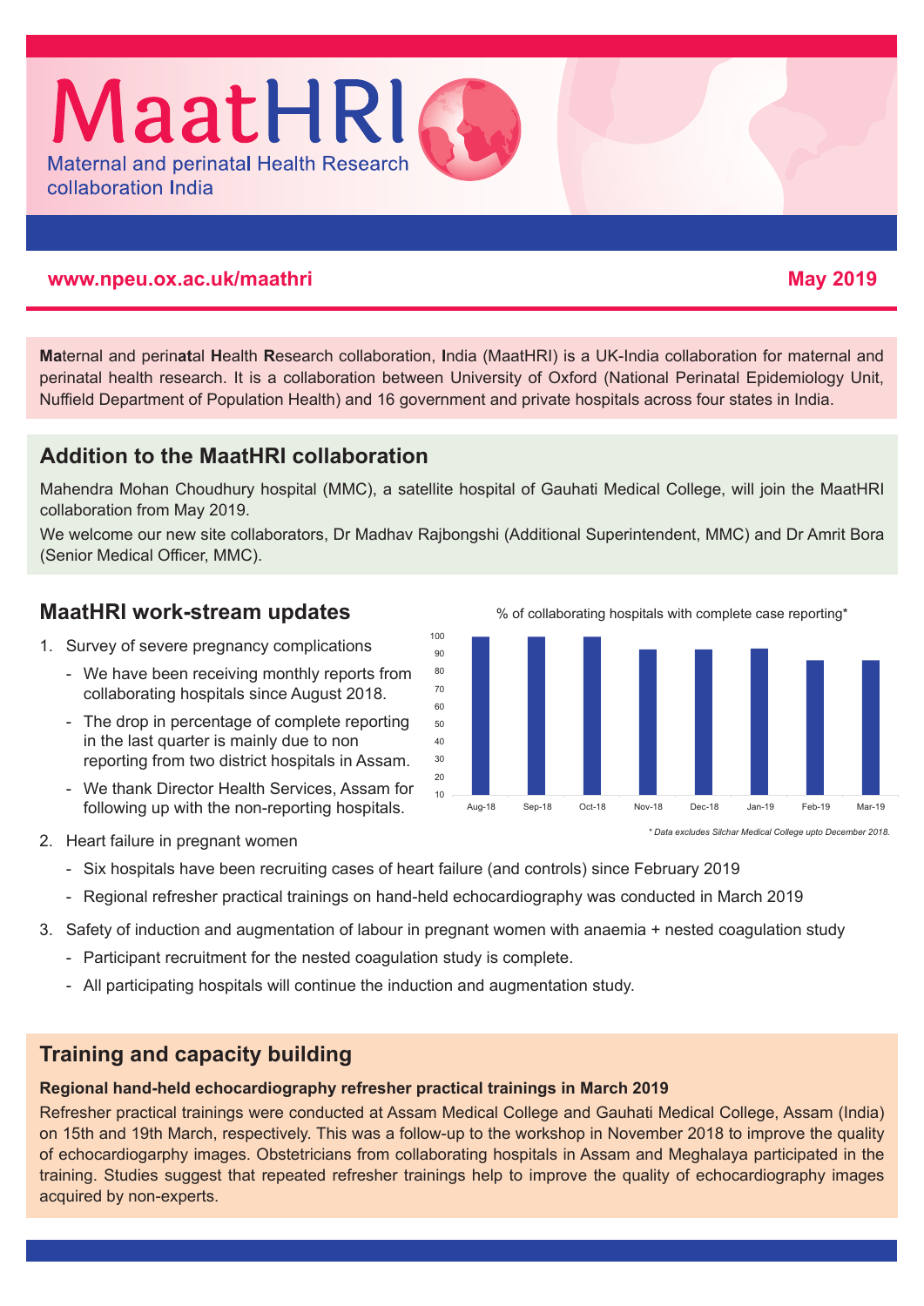# MaatHRI

Maternal and perinatal Health Research collaboration India

**www.npeu.ox.ac.uk/maathri** **May 2019**

**Ma**ternal and perin**at**al **H**ealth **R**esearch collaboration, **I**ndia (MaatHRI) is a UK-India collaboration for maternal and perinatal health research. It is a collaboration between University of Oxford (National Perinatal Epidemiology Unit, Nuffield Department of Population Health) and 16 government and private hospitals across four states in India.

## Addition to the MaatHRI collaboration

Mahendra Mohan Choudhury hospital (MMC), a satellite hospital of Gauhati Medical College, will join the MaatHRI collaboration from May 2019.

We welcome our new site collaborators, Dr Madhav Rajbongshi (Additional Superintendent, MMC) and Dr Amrit Bora (Senior Medical Officer, MMC).

## MaatHRI work-stream updates

1. Survey of severe pregnancy complications
   - We have been receiving monthly reports from collaborating hospitals since August 2018.
   - The drop in percentage of complete reporting in the last quarter is mainly due to non reporting from two district hospitals in Assam.
   - We thank Director Health Services, Assam for following up with the non-reporting hospitals.

% of collaborating hospitals with complete case reporting*

Aug-18, Sep-18, Oct-18, Nov-18, Dec-18, Jan-19, Feb-19, Mar-19

*\* Data excludes Silchar Medical College upto December 2018.*

2. Heart failure in pregnant women
   - Six hospitals have been recruiting cases of heart failure (and controls) since February 2019
   - Regional refresher practical trainings on hand-held echocardiography was conducted in March 2019
3. Safety of induction and augmentation of labour in pregnant women with anaemia + nested coagulation study
   - Participant recruitment for the nested coagulation study is complete.
   - All participating hospitals will continue the induction and augmentation study.

## Training and capacity building

**Regional hand-held echocardiography refresher practical trainings in March 2019**

Refresher practical trainings were conducted at Assam Medical College and Gauhati Medical College, Assam (India) on 15th and 19th March, respectively. This was a follow-up to the workshop in November 2018 to improve the quality of echocardiogarphy images. Obstetricians from collaborating hospitals in Assam and Meghalaya participated in the training. Studies suggest that repeated refresher trainings help to improve the quality of echocardiography images acquired by non-experts.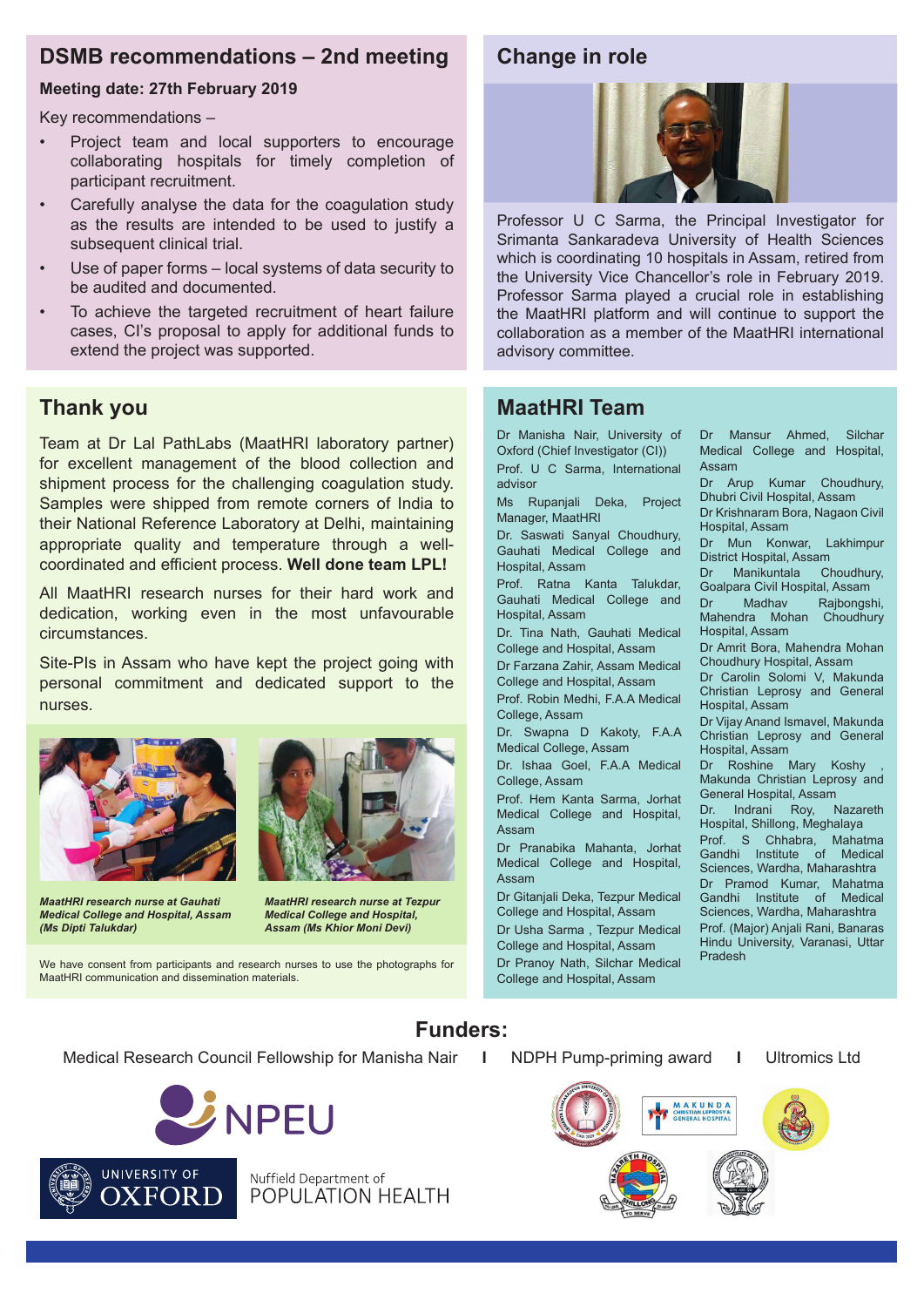## DSMB recommendations – 2nd meeting

**Meeting date: 27th February 2019**

Key recommendations –

- Project team and local supporters to encourage collaborating hospitals for timely completion of participant recruitment.
- Carefully analyse the data for the coagulation study as the results are intended to be used to justify a subsequent clinical trial.
- Use of paper forms – local systems of data security to be audited and documented.
- To achieve the targeted recruitment of heart failure cases, CI's proposal to apply for additional funds to extend the project was supported.

## Change in role

Professor U C Sarma, the Principal Investigator for Srimanta Sankaradeva University of Health Sciences which is coordinating 10 hospitals in Assam, retired from the University Vice Chancellor's role in February 2019. Professor Sarma played a crucial role in establishing the MaatHRI platform and will continue to support the collaboration as a member of the MaatHRI international advisory committee.

## Thank you

Team at Dr Lal PathLabs (MaatHRI laboratory partner) for excellent management of the blood collection and shipment process for the challenging coagulation study. Samples were shipped from remote corners of India to their National Reference Laboratory at Delhi, maintaining appropriate quality and temperature through a well-coordinated and efficient process. **Well done team LPL!**

All MaatHRI research nurses for their hard work and dedication, working even in the most unfavourable circumstances.

Site-PIs in Assam who have kept the project going with personal commitment and dedicated support to the nurses.

*MaatHRI research nurse at Gauhati Medical College and Hospital, Assam (Ms Dipti Talukdar)*

*MaatHRI research nurse at Tezpur Medical College and Hospital, Assam (Ms Khior Moni Devi)*

We have consent from participants and research nurses to use the photographs for MaatHRI communication and dissemination materials.

## MaatHRI Team

Dr Manisha Nair, University of Oxford (Chief Investigator (CI))
Prof. U C Sarma, International advisor
Ms Rupanjali Deka, Project Manager, MaatHRI
Dr. Saswati Sanyal Choudhury, Gauhati Medical College and Hospital, Assam
Prof. Ratna Kanta Talukdar, Gauhati Medical College and Hospital, Assam
Dr. Tina Nath, Gauhati Medical College and Hospital, Assam
Dr Farzana Zahir, Assam Medical College and Hospital, Assam
Prof. Robin Medhi, F.A.A Medical College, Assam
Dr. Swapna D Kakoty, F.A.A Medical College, Assam
Dr. Ishaa Goel, F.A.A Medical College, Assam
Prof. Hem Kanta Sarma, Jorhat Medical College and Hospital, Assam
Dr Pranabika Mahanta, Jorhat Medical College and Hospital, Assam
Dr Gitanjali Deka, Tezpur Medical College and Hospital, Assam
Dr Usha Sarma , Tezpur Medical College and Hospital, Assam
Dr Pranoy Nath, Silchar Medical College and Hospital, Assam
Dr Mansur Ahmed, Silchar Medical College and Hospital, Assam
Dr Arup Kumar Choudhury, Dhubri Civil Hospital, Assam
Dr Krishnaram Bora, Nagaon Civil Hospital, Assam
Dr Mun Konwar, Lakhimpur District Hospital, Assam
Dr Manikuntala Choudhury, Goalpara Civil Hospital, Assam
Dr Madhav Rajbongshi, Mahendra Mohan Choudhury Hospital, Assam
Dr Amrit Bora, Mahendra Mohan Choudhury Hospital, Assam
Dr Carolin Solomi V, Makunda Christian Leprosy and General Hospital, Assam
Dr Vijay Anand Ismavel, Makunda Christian Leprosy and General Hospital, Assam
Dr Roshine Mary Koshy , Makunda Christian Leprosy and General Hospital, Assam
Dr. Indrani Roy, Nazareth Hospital, Shillong, Meghalaya
Prof. S Chhabra, Mahatma Gandhi Institute of Medical Sciences, Wardha, Maharashtra
Dr Pramod Kumar, Mahatma Gandhi Institute of Medical Sciences, Wardha, Maharashtra
Prof. (Major) Anjali Rani, Banaras Hindu University, Varanasi, Uttar Pradesh

## Funders:

Medical Research Council Fellowship for Manisha Nair | NDPH Pump-priming award | Ultromics Ltd

NPEU

UNIVERSITY OF OXFORD

Nuffield Department of POPULATION HEALTH